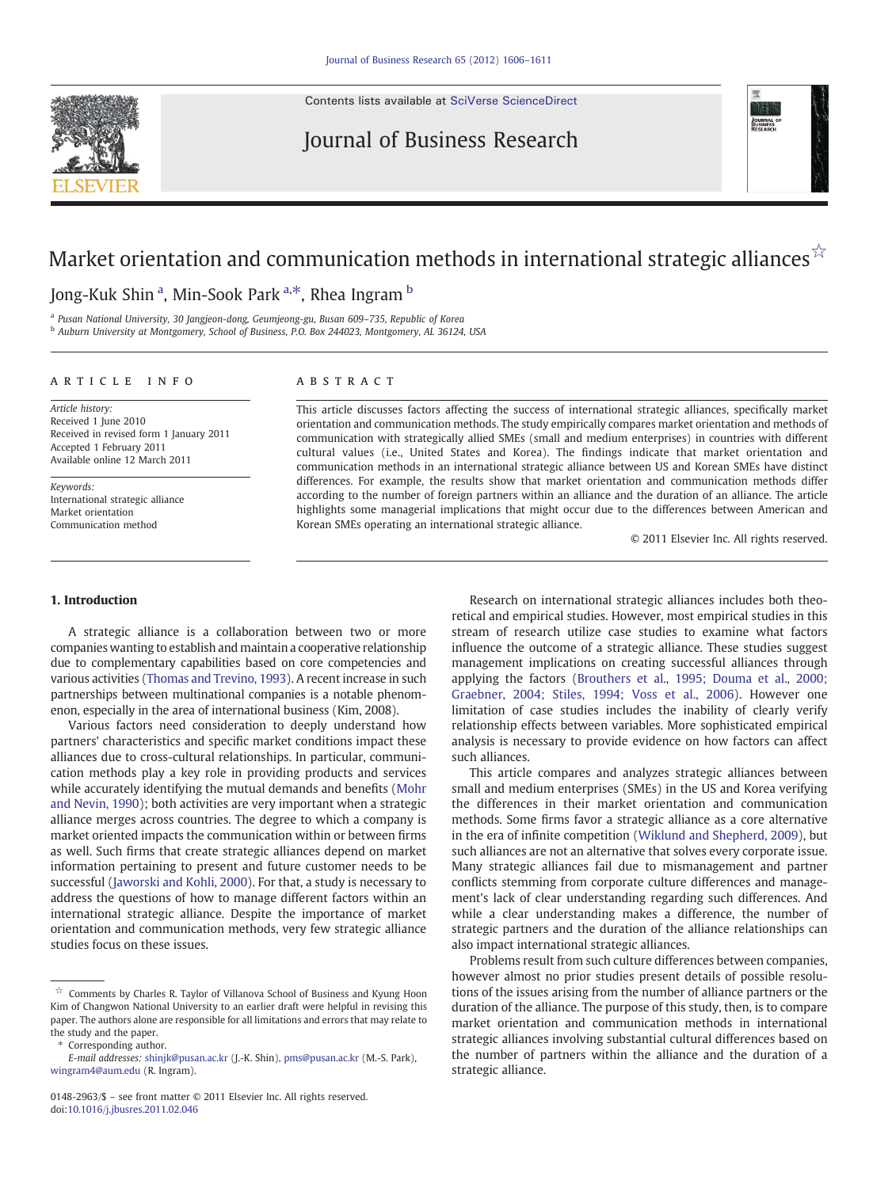# Market orientation and communication methods in international strategic alliances ☆

Jong-Kuk Shin [a], Min-Sook Park [a,*], Rhea Ingram [b]

[a] Pusan National University, 30 Jangjeon-dong, Geumjeong-gu, Busan 609–735, Republic of Korea

[b] Auburn University at Montgomery, School of Business, P.O. Box 244023, Montgomery, AL 36124, USA

## ARTICLE INFO

*Article history:*
Received 1 June 2010
Received in revised form 1 January 2011
Accepted 1 February 2011
Available online 12 March 2011

*Keywords:*
International strategic alliance
Market orientation
Communication method

## ABSTRACT

This article discusses factors affecting the success of international strategic alliances, specifically market orientation and communication methods. The study empirically compares market orientation and methods of communication with strategically allied SMEs (small and medium enterprises) in countries with different cultural values (i.e., United States and Korea). The findings indicate that market orientation and communication methods in an international strategic alliance between US and Korean SMEs have distinct differences. For example, the results show that market orientation and communication methods differ according to the number of foreign partners within an alliance and the duration of an alliance. The article highlights some managerial implications that might occur due to the differences between American and Korean SMEs operating an international strategic alliance.

© 2011 Elsevier Inc. All rights reserved.

## 1. Introduction

A strategic alliance is a collaboration between two or more companies wanting to establish and maintain a cooperative relationship due to complementary capabilities based on core competencies and various activities (Thomas and Trevino, 1993). A recent increase in such partnerships between multinational companies is a notable phenomenon, especially in the area of international business (Kim, 2008).

Various factors need consideration to deeply understand how partners' characteristics and specific market conditions impact these alliances due to cross-cultural relationships. In particular, communication methods play a key role in providing products and services while accurately identifying the mutual demands and benefits (Mohr and Nevin, 1990); both activities are very important when a strategic alliance merges across countries. The degree to which a company is market oriented impacts the communication within or between firms as well. Such firms that create strategic alliances depend on market information pertaining to present and future customer needs to be successful (Jaworski and Kohli, 2000). For that, a study is necessary to address the questions of how to manage different factors within an international strategic alliance. Despite the importance of market orientation and communication methods, very few strategic alliance studies focus on these issues.

Research on international strategic alliances includes both theoretical and empirical studies. However, most empirical studies in this stream of research utilize case studies to examine what factors influence the outcome of a strategic alliance. These studies suggest management implications on creating successful alliances through applying the factors (Brouthers et al., 1995; Douma et al., 2000; Graebner, 2004; Stiles, 1994; Voss et al., 2006). However one limitation of case studies includes the inability of clearly verify relationship effects between variables. More sophisticated empirical analysis is necessary to provide evidence on how factors can affect such alliances.

This article compares and analyzes strategic alliances between small and medium enterprises (SMEs) in the US and Korea verifying the differences in their market orientation and communication methods. Some firms favor a strategic alliance as a core alternative in the era of infinite competition (Wiklund and Shepherd, 2009), but such alliances are not an alternative that solves every corporate issue. Many strategic alliances fail due to mismanagement and partner conflicts stemming from corporate culture differences and management's lack of clear understanding regarding such differences. And while a clear understanding makes a difference, the number of strategic partners and the duration of the alliance relationships can also impact international strategic alliances.

Problems result from such culture differences between companies, however almost no prior studies present details of possible resolutions of the issues arising from the number of alliance partners or the duration of the alliance. The purpose of this study, then, is to compare market orientation and communication methods in international strategic alliances involving substantial cultural differences based on the number of partners within the alliance and the duration of a strategic alliance.

---

☆ Comments by Charles R. Taylor of Villanova School of Business and Kyung Hoon Kim of Changwon National University to an earlier draft were helpful in revising this paper. The authors alone are responsible for all limitations and errors that may relate to the study and the paper.

\* Corresponding author.

*E-mail addresses:* shinjk@pusan.ac.kr (J.-K. Shin), pms@pusan.ac.kr (M.-S. Park), wingram4@aum.edu (R. Ingram).

0148-2963/$ – see front matter © 2011 Elsevier Inc. All rights reserved.
doi:10.1016/j.jbusres.2011.02.046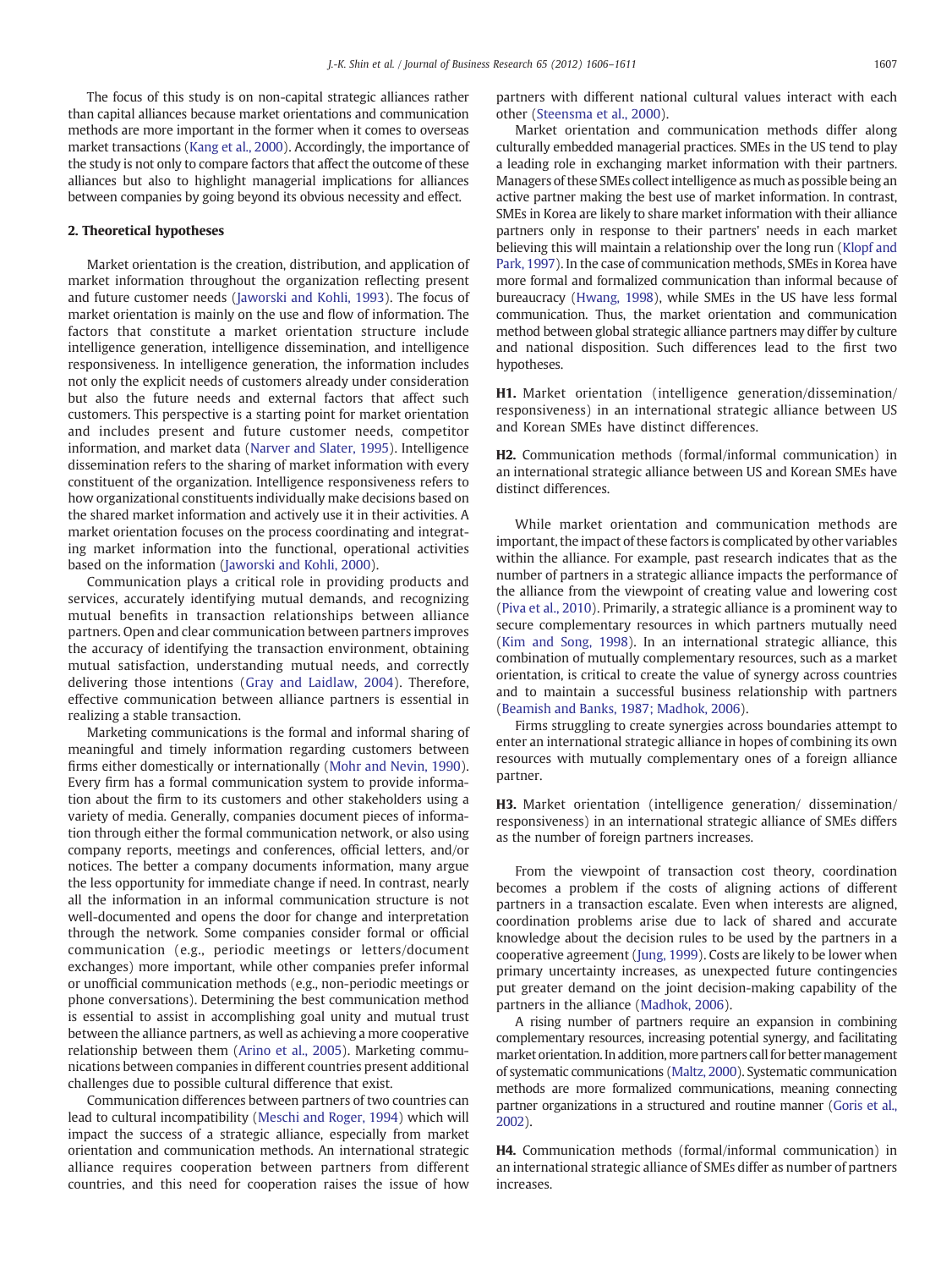The focus of this study is on non-capital strategic alliances rather than capital alliances because market orientations and communication methods are more important in the former when it comes to overseas market transactions (Kang et al., 2000). Accordingly, the importance of the study is not only to compare factors that affect the outcome of these alliances but also to highlight managerial implications for alliances between companies by going beyond its obvious necessity and effect.

## 2. Theoretical hypotheses

Market orientation is the creation, distribution, and application of market information throughout the organization reflecting present and future customer needs (Jaworski and Kohli, 1993). The focus of market orientation is mainly on the use and flow of information. The factors that constitute a market orientation structure include intelligence generation, intelligence dissemination, and intelligence responsiveness. In intelligence generation, the information includes not only the explicit needs of customers already under consideration but also the future needs and external factors that affect such customers. This perspective is a starting point for market orientation and includes present and future customer needs, competitor information, and market data (Narver and Slater, 1995). Intelligence dissemination refers to the sharing of market information with every constituent of the organization. Intelligence responsiveness refers to how organizational constituents individually make decisions based on the shared market information and actively use it in their activities. A market orientation focuses on the process coordinating and integrating market information into the functional, operational activities based on the information (Jaworski and Kohli, 2000).

Communication plays a critical role in providing products and services, accurately identifying mutual demands, and recognizing mutual benefits in transaction relationships between alliance partners. Open and clear communication between partners improves the accuracy of identifying the transaction environment, obtaining mutual satisfaction, understanding mutual needs, and correctly delivering those intentions (Gray and Laidlaw, 2004). Therefore, effective communication between alliance partners is essential in realizing a stable transaction.

Marketing communications is the formal and informal sharing of meaningful and timely information regarding customers between firms either domestically or internationally (Mohr and Nevin, 1990). Every firm has a formal communication system to provide information about the firm to its customers and other stakeholders using a variety of media. Generally, companies document pieces of information through either the formal communication network, or also using company reports, meetings and conferences, official letters, and/or notices. The better a company documents information, many argue the less opportunity for immediate change if need. In contrast, nearly all the information in an informal communication structure is not well-documented and opens the door for change and interpretation through the network. Some companies consider formal or official communication (e.g., periodic meetings or letters/document exchanges) more important, while other companies prefer informal or unofficial communication methods (e.g., non-periodic meetings or phone conversations). Determining the best communication method is essential to assist in accomplishing goal unity and mutual trust between the alliance partners, as well as achieving a more cooperative relationship between them (Arino et al., 2005). Marketing communications between companies in different countries present additional challenges due to possible cultural difference that exist.

Communication differences between partners of two countries can lead to cultural incompatibility (Meschi and Roger, 1994) which will impact the success of a strategic alliance, especially from market orientation and communication methods. An international strategic alliance requires cooperation between partners from different countries, and this need for cooperation raises the issue of how partners with different national cultural values interact with each other (Steensma et al., 2000).

Market orientation and communication methods differ along culturally embedded managerial practices. SMEs in the US tend to play a leading role in exchanging market information with their partners. Managers of these SMEs collect intelligence as much as possible being an active partner making the best use of market information. In contrast, SMEs in Korea are likely to share market information with their alliance partners only in response to their partners' needs in each market believing this will maintain a relationship over the long run (Klopf and Park, 1997). In the case of communication methods, SMEs in Korea have more formal and formalized communication than informal because of bureaucracy (Hwang, 1998), while SMEs in the US have less formal communication. Thus, the market orientation and communication method between global strategic alliance partners may differ by culture and national disposition. Such differences lead to the first two hypotheses.

**H1.** Market orientation (intelligence generation/dissemination/responsiveness) in an international strategic alliance between US and Korean SMEs have distinct differences.

**H2.** Communication methods (formal/informal communication) in an international strategic alliance between US and Korean SMEs have distinct differences.

While market orientation and communication methods are important, the impact of these factors is complicated by other variables within the alliance. For example, past research indicates that as the number of partners in a strategic alliance impacts the performance of the alliance from the viewpoint of creating value and lowering cost (Piva et al., 2010). Primarily, a strategic alliance is a prominent way to secure complementary resources in which partners mutually need (Kim and Song, 1998). In an international strategic alliance, this combination of mutually complementary resources, such as a market orientation, is critical to create the value of synergy across countries and to maintain a successful business relationship with partners (Beamish and Banks, 1987; Madhok, 2006).

Firms struggling to create synergies across boundaries attempt to enter an international strategic alliance in hopes of combining its own resources with mutually complementary ones of a foreign alliance partner.

**H3.** Market orientation (intelligence generation/ dissemination/ responsiveness) in an international strategic alliance of SMEs differs as the number of foreign partners increases.

From the viewpoint of transaction cost theory, coordination becomes a problem if the costs of aligning actions of different partners in a transaction escalate. Even when interests are aligned, coordination problems arise due to lack of shared and accurate knowledge about the decision rules to be used by the partners in a cooperative agreement (Jung, 1999). Costs are likely to be lower when primary uncertainty increases, as unexpected future contingencies put greater demand on the joint decision-making capability of the partners in the alliance (Madhok, 2006).

A rising number of partners require an expansion in combining complementary resources, increasing potential synergy, and facilitating market orientation. In addition, more partners call for better management of systematic communications (Maltz, 2000). Systematic communication methods are more formalized communications, meaning connecting partner organizations in a structured and routine manner (Goris et al., 2002).

**H4.** Communication methods (formal/informal communication) in an international strategic alliance of SMEs differ as number of partners increases.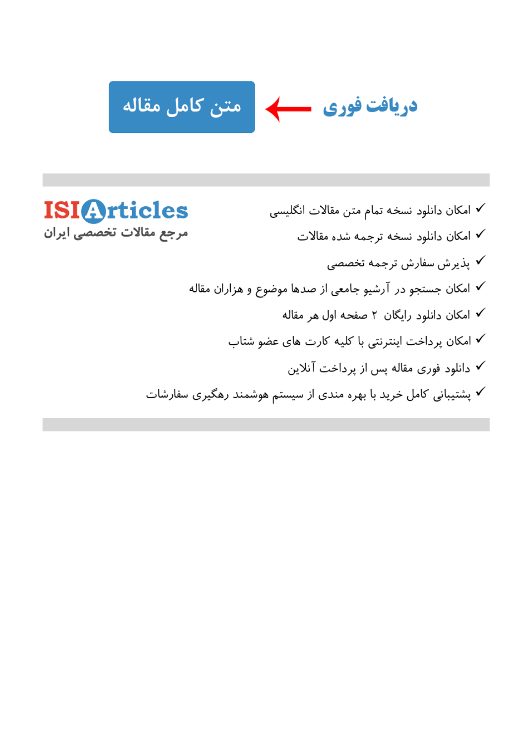دریافت فوری ← متن کامل مقاله

**ISIArticles**
مرجع مقالات تخصصی ایران

- ✓ امکان دانلود نسخه تمام متن مقالات انگلیسی
- ✓ امکان دانلود نسخه ترجمه شده مقالات
- ✓ پذیرش سفارش ترجمه تخصصی
- ✓ امکان جستجو در آرشیو جامعی از صدها موضوع و هزاران مقاله
- ✓ امکان دانلود رایگان ۲ صفحه اول هر مقاله
- ✓ امکان پرداخت اینترنتی با کلیه کارت های عضو شتاب
- ✓ دانلود فوری مقاله پس از پرداخت آنلاین
- ✓ پشتیبانی کامل خرید با بهره مندی از سیستم هوشمند رهگیری سفارشات